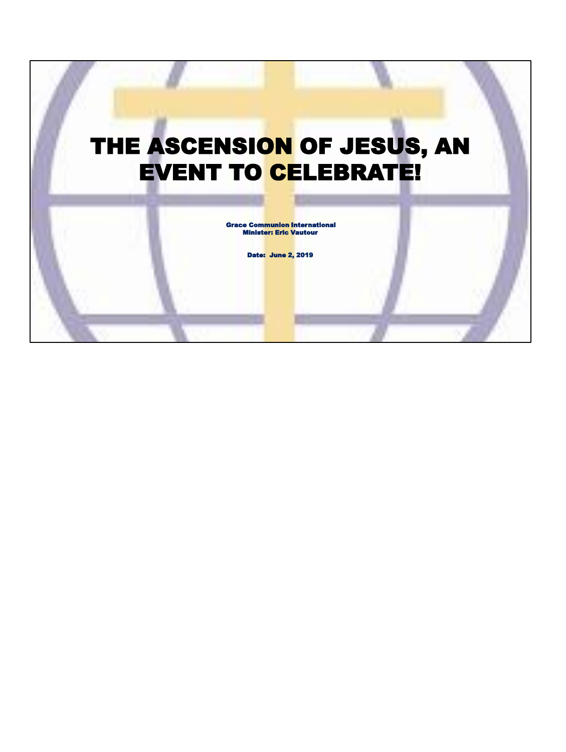# THE ASCENSION OF JESUS, AN EVENT TO CELEBRATE!

**Grace Communion International**
**Minister: Eric Vautour**

**Date: June 2, 2019**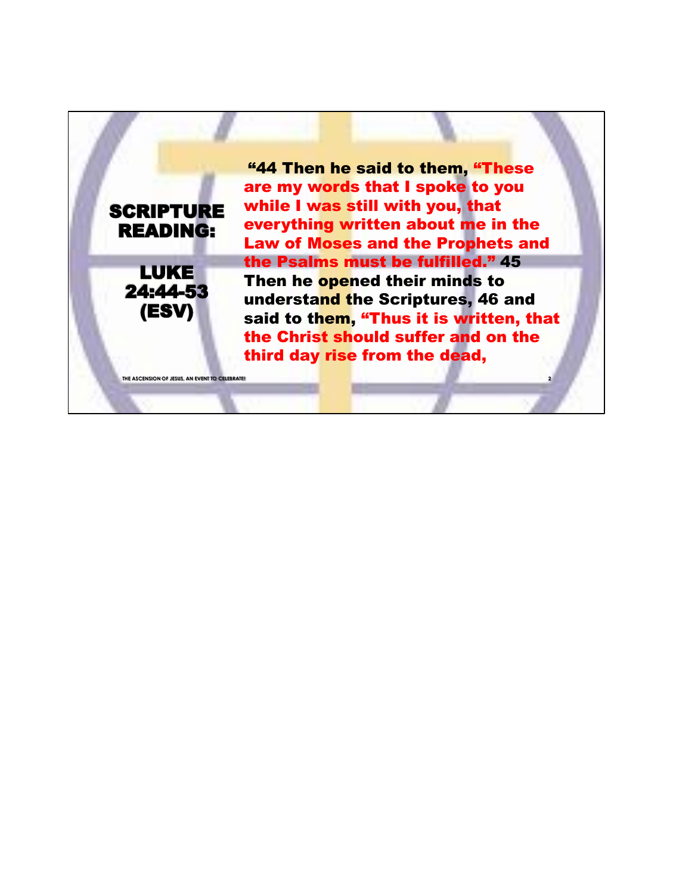## SCRIPTURE READING:

## LUKE 24:44-53 (ESV)

**"44 Then he said to them, "These are my words that I spoke to you while I was still with you, that everything written about me in the Law of Moses and the Prophets and the Psalms must be fulfilled." 45 Then he opened their minds to understand the Scriptures, 46 and said to them, "Thus it is written, that the Christ should suffer and on the third day rise from the dead,**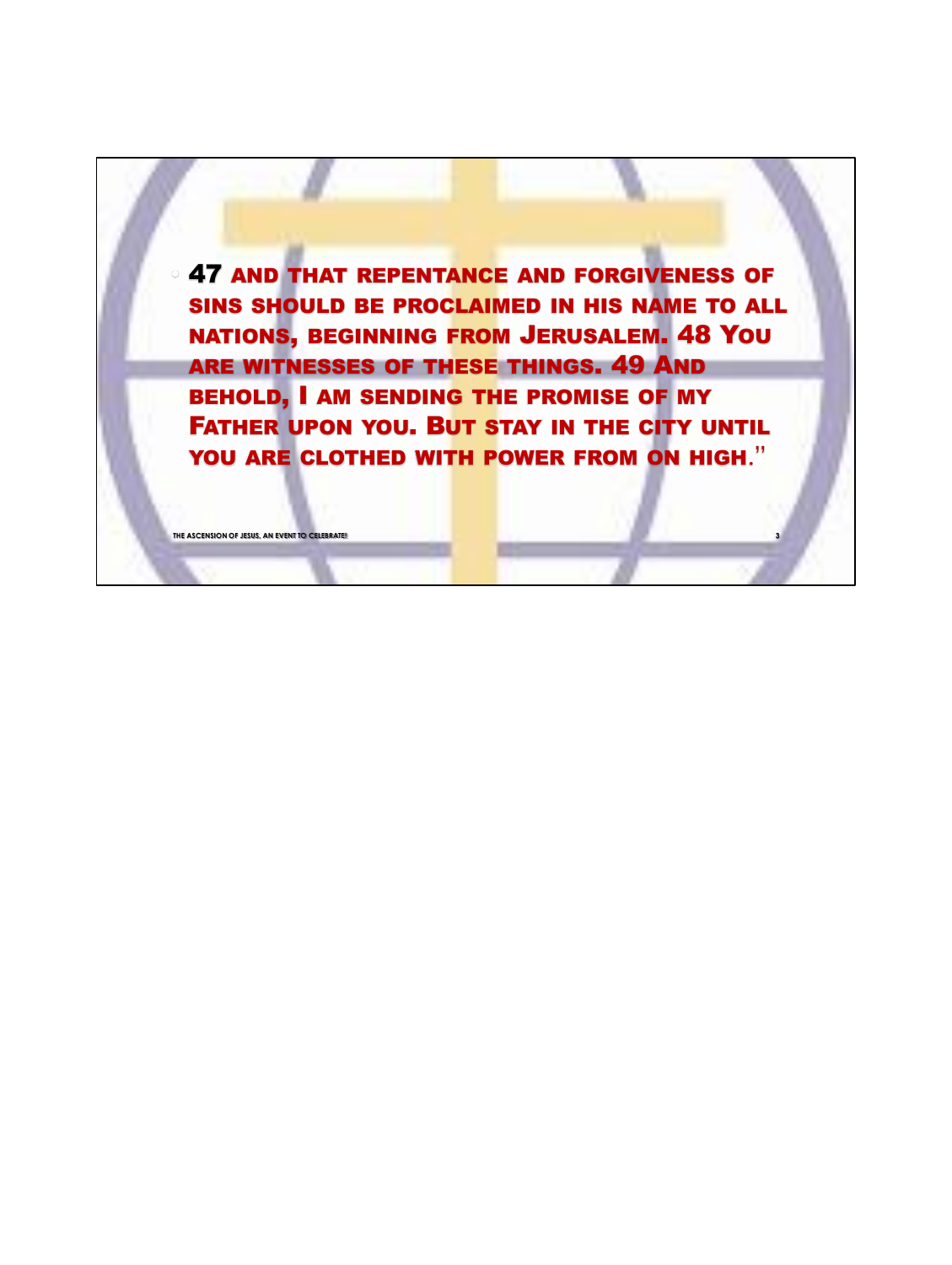- **47** And that repentance and forgiveness of sins should be proclaimed in his name to all nations, beginning from Jerusalem. **48** You are witnesses of these things. **49** And behold, I am sending the promise of my Father upon you. But stay in the city until you are clothed with power from on high."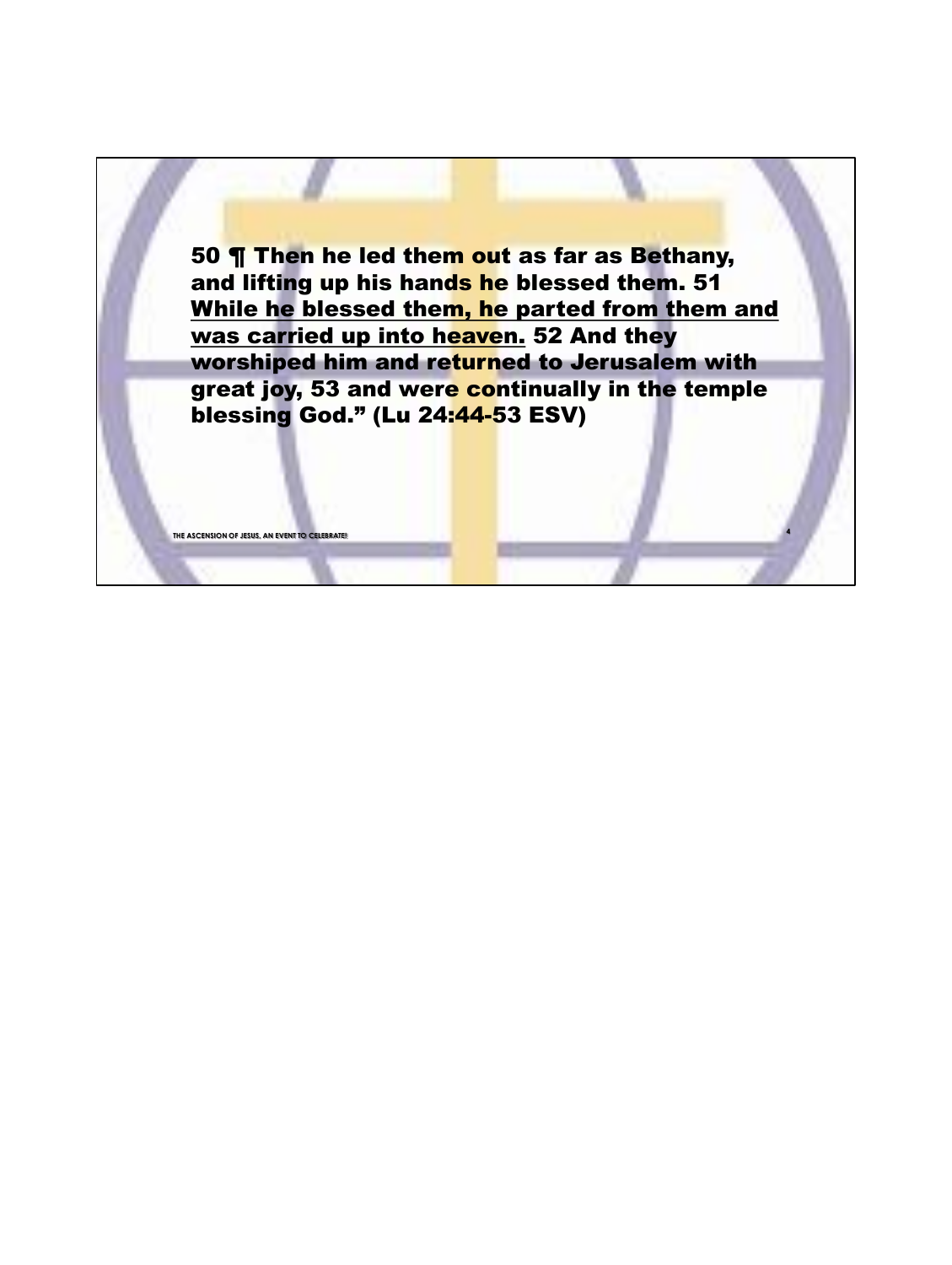**50 ¶ Then he led them out as far as Bethany, and lifting up his hands he blessed them. 51 <u>While he blessed them, he parted from them and was carried up into heaven.</u> 52 And they worshiped him and returned to Jerusalem with great joy, 53 and were continually in the temple blessing God." (Lu 24:44-53 ESV)**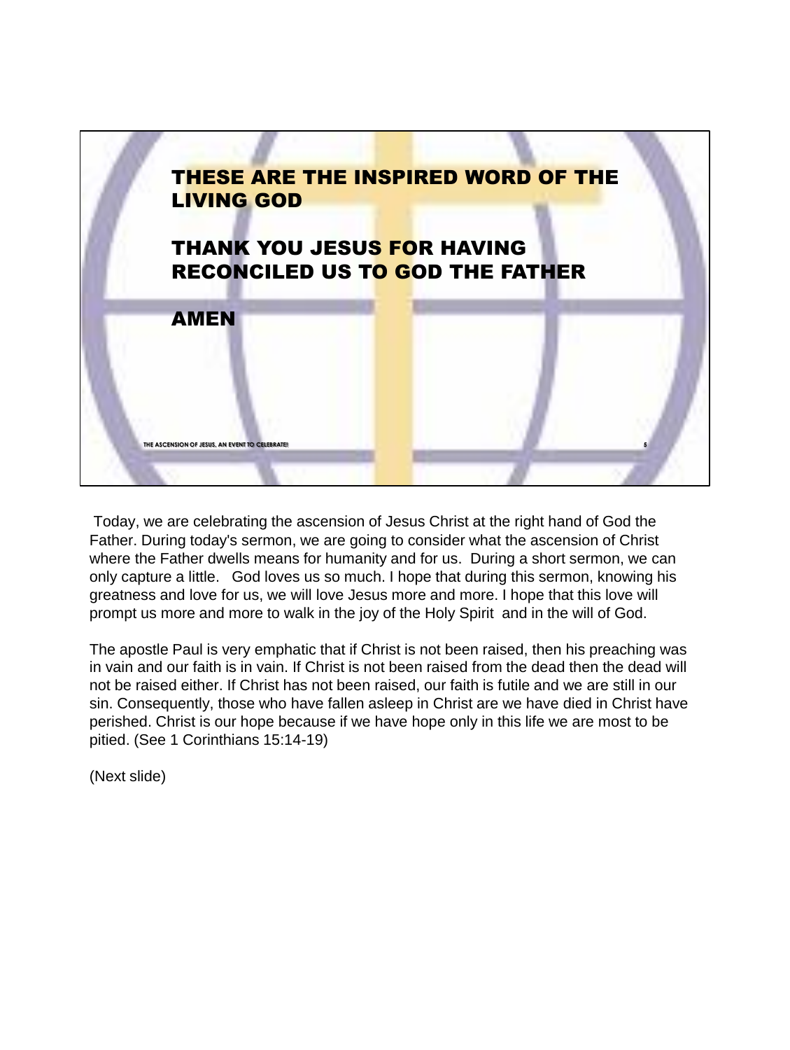**THESE ARE THE INSPIRED WORD OF THE LIVING GOD**

**THANK YOU JESUS FOR HAVING RECONCILED US TO GOD THE FATHER**

**AMEN**

Today, we are celebrating the ascension of Jesus Christ at the right hand of God the Father. During today's sermon, we are going to consider what the ascension of Christ where the Father dwells means for humanity and for us. During a short sermon, we can only capture a little. God loves us so much. I hope that during this sermon, knowing his greatness and love for us, we will love Jesus more and more. I hope that this love will prompt us more and more to walk in the joy of the Holy Spirit and in the will of God.

The apostle Paul is very emphatic that if Christ is not been raised, then his preaching was in vain and our faith is in vain. If Christ is not been raised from the dead then the dead will not be raised either. If Christ has not been raised, our faith is futile and we are still in our sin. Consequently, those who have fallen asleep in Christ are we have died in Christ have perished. Christ is our hope because if we have hope only in this life we are most to be pitied. (See 1 Corinthians 15:14-19)

(Next slide)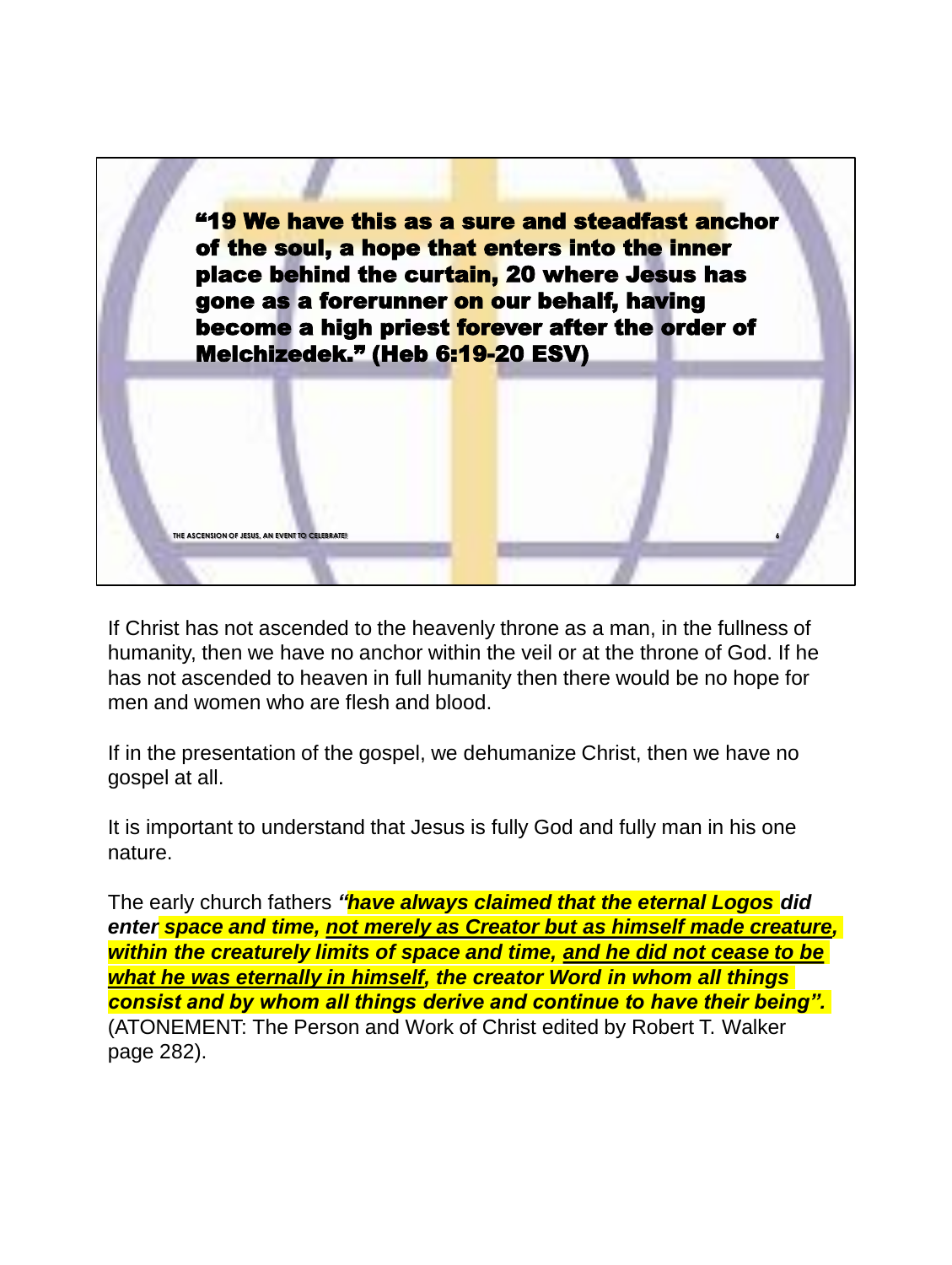**“19 We have this as a sure and steadfast anchor of the soul, a hope that enters into the inner place behind the curtain, 20 where Jesus has gone as a forerunner on our behalf, having become a high priest forever after the order of Melchizedek.” (Heb 6:19-20 ESV)**

If Christ has not ascended to the heavenly throne as a man, in the fullness of humanity, then we have no anchor within the veil or at the throne of God. If he has not ascended to heaven in full humanity then there would be no hope for men and women who are flesh and blood.

If in the presentation of the gospel, we dehumanize Christ, then we have no gospel at all.

It is important to understand that Jesus is fully God and fully man in his one nature.

The early church fathers ***“have always claimed that the eternal Logos did enter space and time, <u>not merely as Creator but as himself made creature</u>, within the creaturely limits of space and time, <u>and he did not cease to be what he was eternally in himself</u>, the creator Word in whom all things consist and by whom all things derive and continue to have their being”.*** (ATONEMENT: The Person and Work of Christ edited by Robert T. Walker page 282).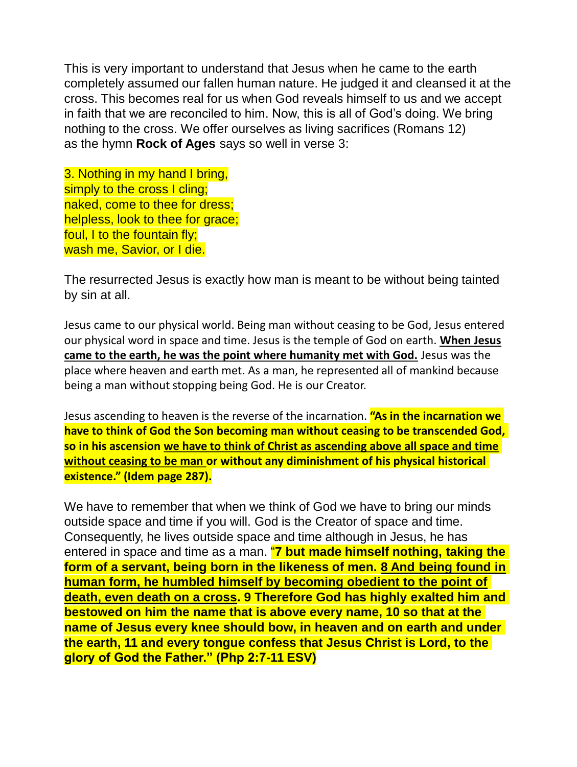This is very important to understand that Jesus when he came to the earth completely assumed our fallen human nature. He judged it and cleansed it at the cross. This becomes real for us when God reveals himself to us and we accept in faith that we are reconciled to him. Now, this is all of God's doing. We bring nothing to the cross. We offer ourselves as living sacrifices (Romans 12) as the hymn **Rock of Ages** says so well in verse 3:

3. Nothing in my hand I bring,
simply to the cross I cling;
naked, come to thee for dress;
helpless, look to thee for grace;
foul, I to the fountain fly;
wash me, Savior, or I die.

The resurrected Jesus is exactly how man is meant to be without being tainted by sin at all.

Jesus came to our physical world. Being man without ceasing to be God, Jesus entered our physical word in space and time. Jesus is the temple of God on earth. **When Jesus came to the earth, he was the point where humanity met with God.** Jesus was the place where heaven and earth met. As a man, he represented all of mankind because being a man without stopping being God. He is our Creator.

Jesus ascending to heaven is the reverse of the incarnation. **"As in the incarnation we have to think of God the Son becoming man without ceasing to be transcended God, so in his ascension we have to think of Christ as ascending above all space and time without ceasing to be man or without any diminishment of his physical historical existence." (Idem page 287).**

We have to remember that when we think of God we have to bring our minds outside space and time if you will. God is the Creator of space and time. Consequently, he lives outside space and time although in Jesus, he has entered in space and time as a man. "**7 but made himself nothing, taking the form of a servant, being born in the likeness of men. 8 And being found in human form, he humbled himself by becoming obedient to the point of death, even death on a cross. 9 Therefore God has highly exalted him and bestowed on him the name that is above every name, 10 so that at the name of Jesus every knee should bow, in heaven and on earth and under the earth, 11 and every tongue confess that Jesus Christ is Lord, to the glory of God the Father." (Php 2:7-11 ESV)**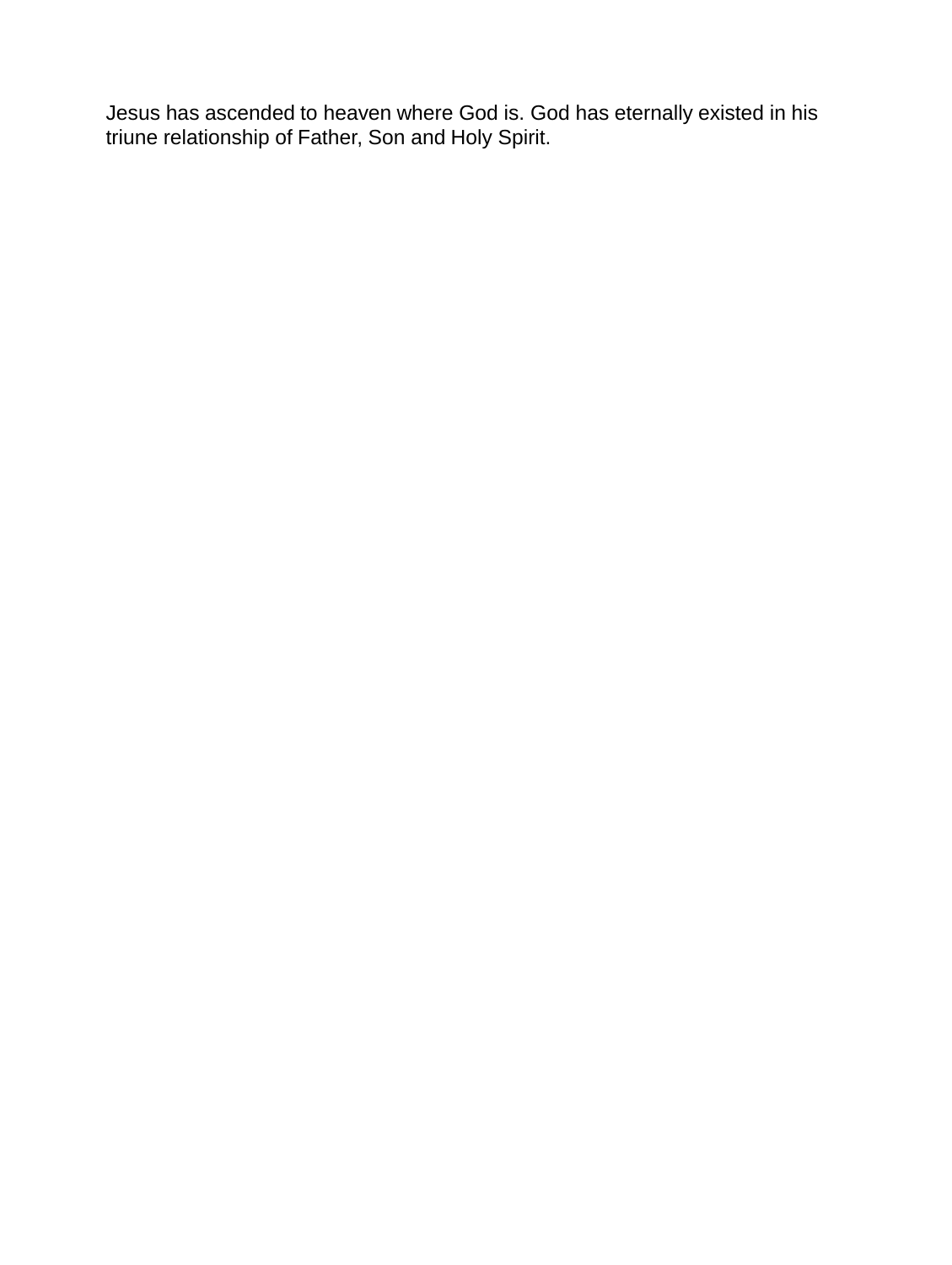Jesus has ascended to heaven where God is. God has eternally existed in his triune relationship of Father, Son and Holy Spirit.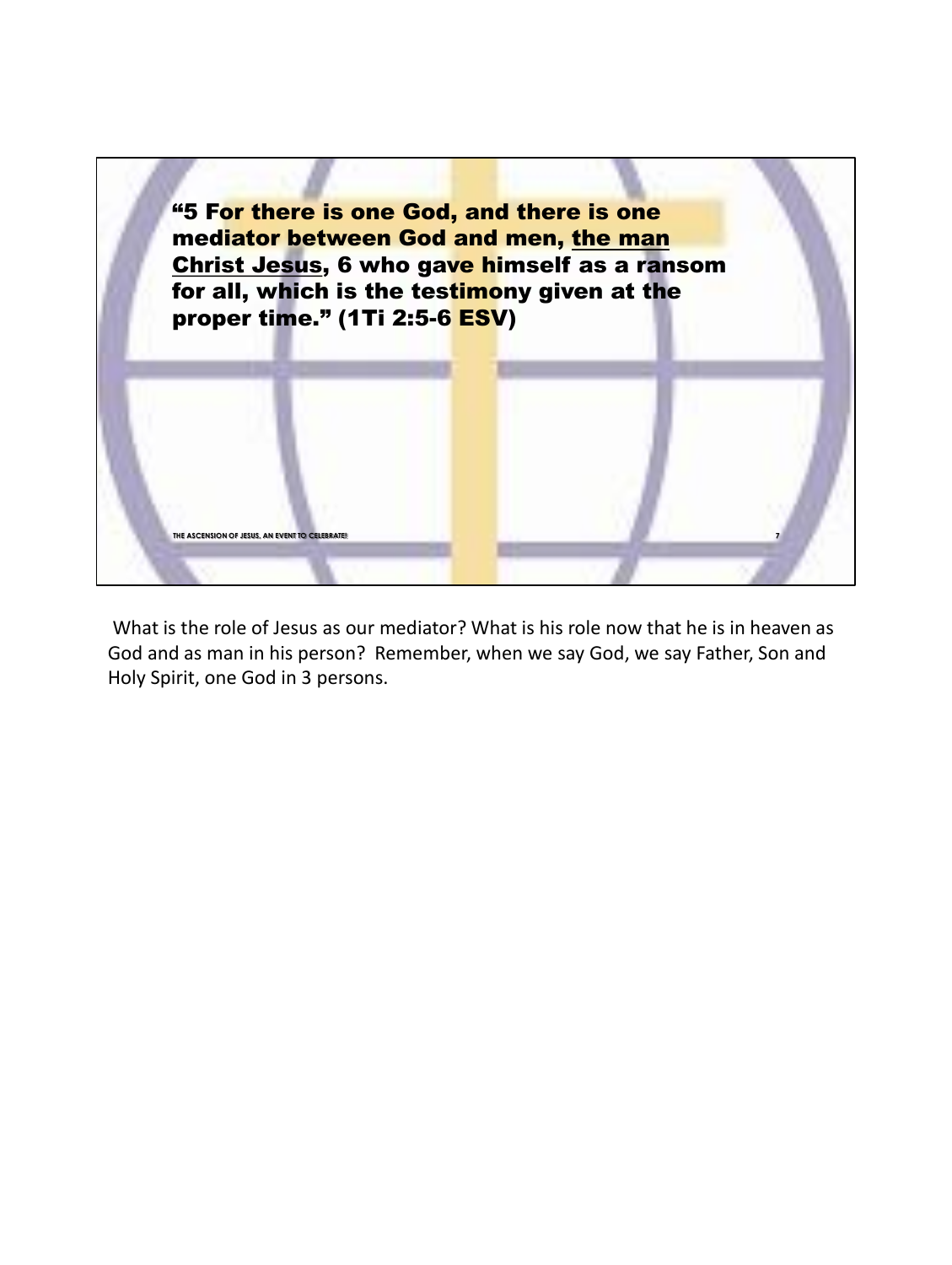**“5 For there is one God, and there is one mediator between God and men, <u>the man Christ Jesus</u>, 6 who gave himself as a ransom for all, which is the testimony given at the proper time.” (1Ti 2:5-6 ESV)**

What is the role of Jesus as our mediator? What is his role now that he is in heaven as God and as man in his person? Remember, when we say God, we say Father, Son and Holy Spirit, one God in 3 persons.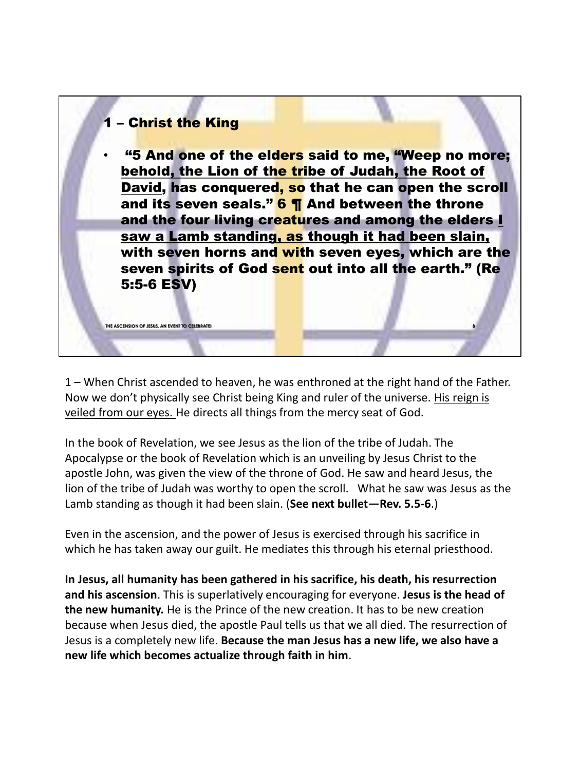## 1 – Christ the King

- "5 And one of the elders said to me, "Weep no more; <u>behold, the Lion of the tribe of Judah, the Root of David</u>, has conquered, so that he can open the scroll and its seven seals." 6 ¶ And between the throne and the four living creatures and among the elders <u>I saw a Lamb standing, as though it had been slain,</u> with seven horns and with seven eyes, which are the seven spirits of God sent out into all the earth." (Re 5:5-6 ESV)

1 – When Christ ascended to heaven, he was enthroned at the right hand of the Father. Now we don't physically see Christ being King and ruler of the universe. <u>His reign is veiled from our eyes.</u> He directs all things from the mercy seat of God.

In the book of Revelation, we see Jesus as the lion of the tribe of Judah. The Apocalypse or the book of Revelation which is an unveiling by Jesus Christ to the apostle John, was given the view of the throne of God. He saw and heard Jesus, the lion of the tribe of Judah was worthy to open the scroll. What he saw was Jesus as the Lamb standing as though it had been slain. (**See next bullet—Rev. 5.5-6**.)

Even in the ascension, and the power of Jesus is exercised through his sacrifice in which he has taken away our guilt. He mediates this through his eternal priesthood.

**In Jesus, all humanity has been gathered in his sacrifice, his death, his resurrection and his ascension**. This is superlatively encouraging for everyone. **Jesus is the head of the new humanity.** He is the Prince of the new creation. It has to be new creation because when Jesus died, the apostle Paul tells us that we all died. The resurrection of Jesus is a completely new life. **Because the man Jesus has a new life, we also have a new life which becomes actualize through faith in him**.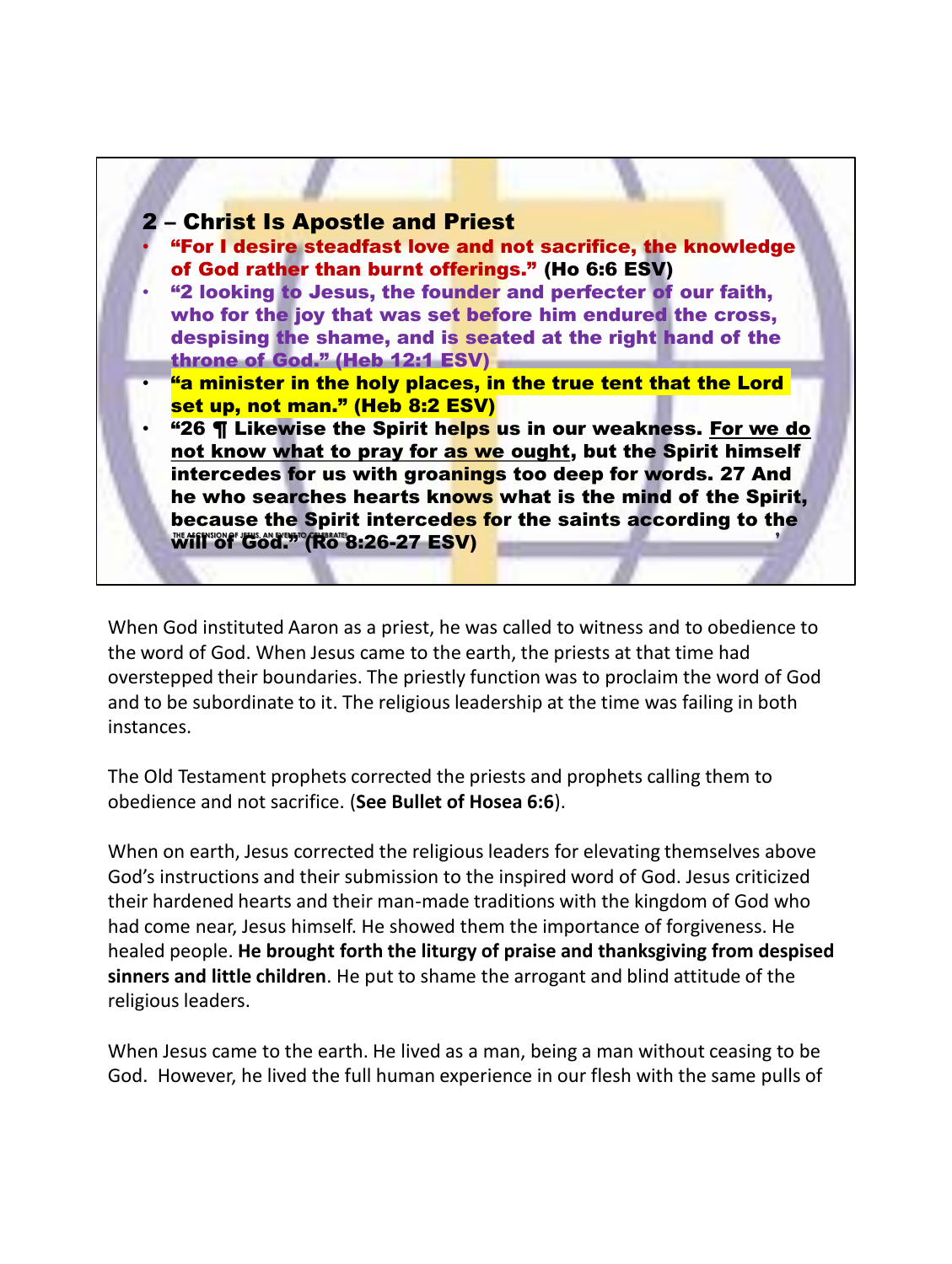## 2 – Christ Is Apostle and Priest

- **“For I desire steadfast love and not sacrifice, the knowledge of God rather than burnt offerings.” (Ho 6:6 ESV)**
- **“2 looking to Jesus, the founder and perfecter of our faith, who for the joy that was set before him endured the cross, despising the shame, and is seated at the right hand of the throne of God.” (Heb 12:1 ESV)**
- **“a minister in the holy places, in the true tent that the Lord set up, not man.” (Heb 8:2 ESV)**
- **“26 ¶ Likewise the Spirit helps us in our weakness. For we do not know what to pray for as we ought, but the Spirit himself intercedes for us with groanings too deep for words. 27 And he who searches hearts knows what is the mind of the Spirit, because the Spirit intercedes for the saints according to the will of God.” (Ro 8:26-27 ESV)**

When God instituted Aaron as a priest, he was called to witness and to obedience to the word of God. When Jesus came to the earth, the priests at that time had overstepped their boundaries. The priestly function was to proclaim the word of God and to be subordinate to it. The religious leadership at the time was failing in both instances.

The Old Testament prophets corrected the priests and prophets calling them to obedience and not sacrifice. (**See Bullet of Hosea 6:6**).

When on earth, Jesus corrected the religious leaders for elevating themselves above God’s instructions and their submission to the inspired word of God. Jesus criticized their hardened hearts and their man-made traditions with the kingdom of God who had come near, Jesus himself. He showed them the importance of forgiveness. He healed people. **He brought forth the liturgy of praise and thanksgiving from despised sinners and little children**. He put to shame the arrogant and blind attitude of the religious leaders.

When Jesus came to the earth. He lived as a man, being a man without ceasing to be God. However, he lived the full human experience in our flesh with the same pulls of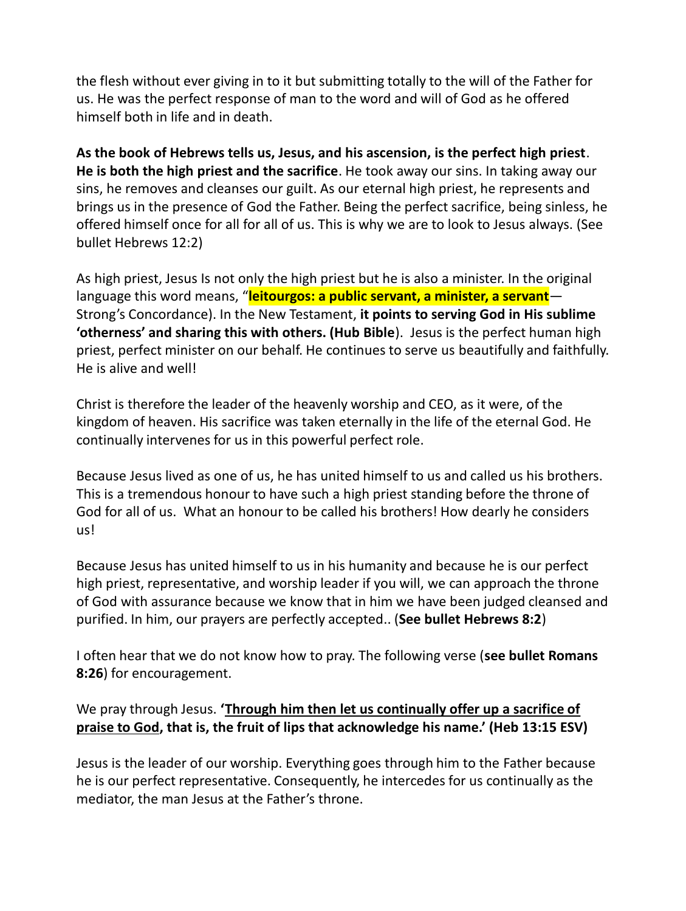the flesh without ever giving in to it but submitting totally to the will of the Father for us. He was the perfect response of man to the word and will of God as he offered himself both in life and in death.

**As the book of Hebrews tells us, Jesus, and his ascension, is the perfect high priest**. **He is both the high priest and the sacrifice**. He took away our sins. In taking away our sins, he removes and cleanses our guilt. As our eternal high priest, he represents and brings us in the presence of God the Father. Being the perfect sacrifice, being sinless, he offered himself once for all for all of us. This is why we are to look to Jesus always. (See bullet Hebrews 12:2)

As high priest, Jesus Is not only the high priest but he is also a minister. In the original language this word means, "**leitourgos: a public servant, a minister, a servant**—Strong's Concordance). In the New Testament, **it points to serving God in His sublime 'otherness' and sharing this with others. (Hub Bible**). Jesus is the perfect human high priest, perfect minister on our behalf. He continues to serve us beautifully and faithfully. He is alive and well!

Christ is therefore the leader of the heavenly worship and CEO, as it were, of the kingdom of heaven. His sacrifice was taken eternally in the life of the eternal God. He continually intervenes for us in this powerful perfect role.

Because Jesus lived as one of us, he has united himself to us and called us his brothers. This is a tremendous honour to have such a high priest standing before the throne of God for all of us. What an honour to be called his brothers! How dearly he considers us!

Because Jesus has united himself to us in his humanity and because he is our perfect high priest, representative, and worship leader if you will, we can approach the throne of God with assurance because we know that in him we have been judged cleansed and purified. In him, our prayers are perfectly accepted.. (**See bullet Hebrews 8:2**)

I often hear that we do not know how to pray. The following verse (**see bullet Romans 8:26**) for encouragement.

We pray through Jesus. **'<u>Through him then let us continually offer up a sacrifice of praise to God</u>, that is, the fruit of lips that acknowledge his name.' (Heb 13:15 ESV)**

Jesus is the leader of our worship. Everything goes through him to the Father because he is our perfect representative. Consequently, he intercedes for us continually as the mediator, the man Jesus at the Father's throne.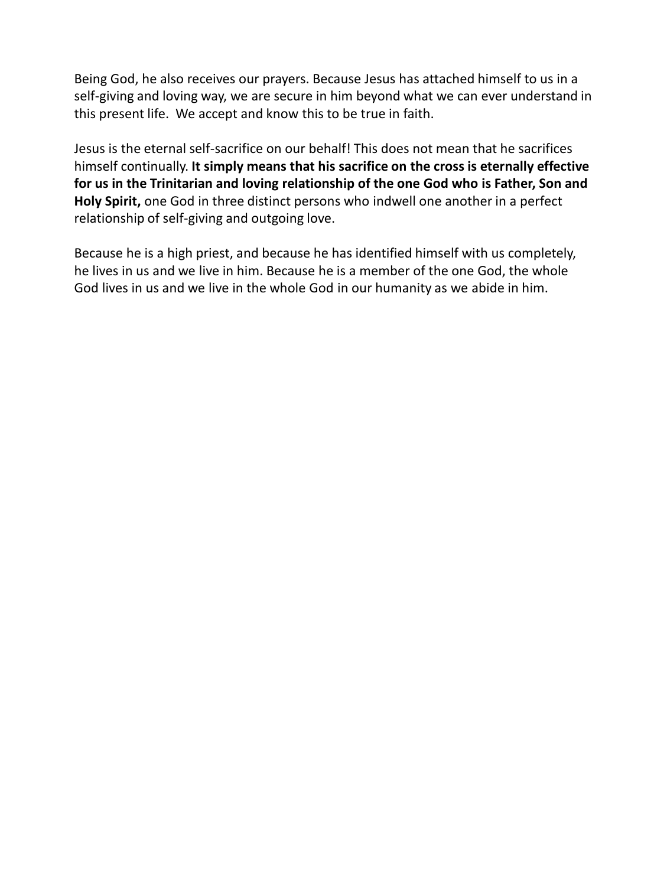Being God, he also receives our prayers. Because Jesus has attached himself to us in a self-giving and loving way, we are secure in him beyond what we can ever understand in this present life.  We accept and know this to be true in faith.

Jesus is the eternal self-sacrifice on our behalf! This does not mean that he sacrifices himself continually. **It simply means that his sacrifice on the cross is eternally effective for us in the Trinitarian and loving relationship of the one God who is Father, Son and Holy Spirit,** one God in three distinct persons who indwell one another in a perfect relationship of self-giving and outgoing love.

Because he is a high priest, and because he has identified himself with us completely, he lives in us and we live in him. Because he is a member of the one God, the whole God lives in us and we live in the whole God in our humanity as we abide in him.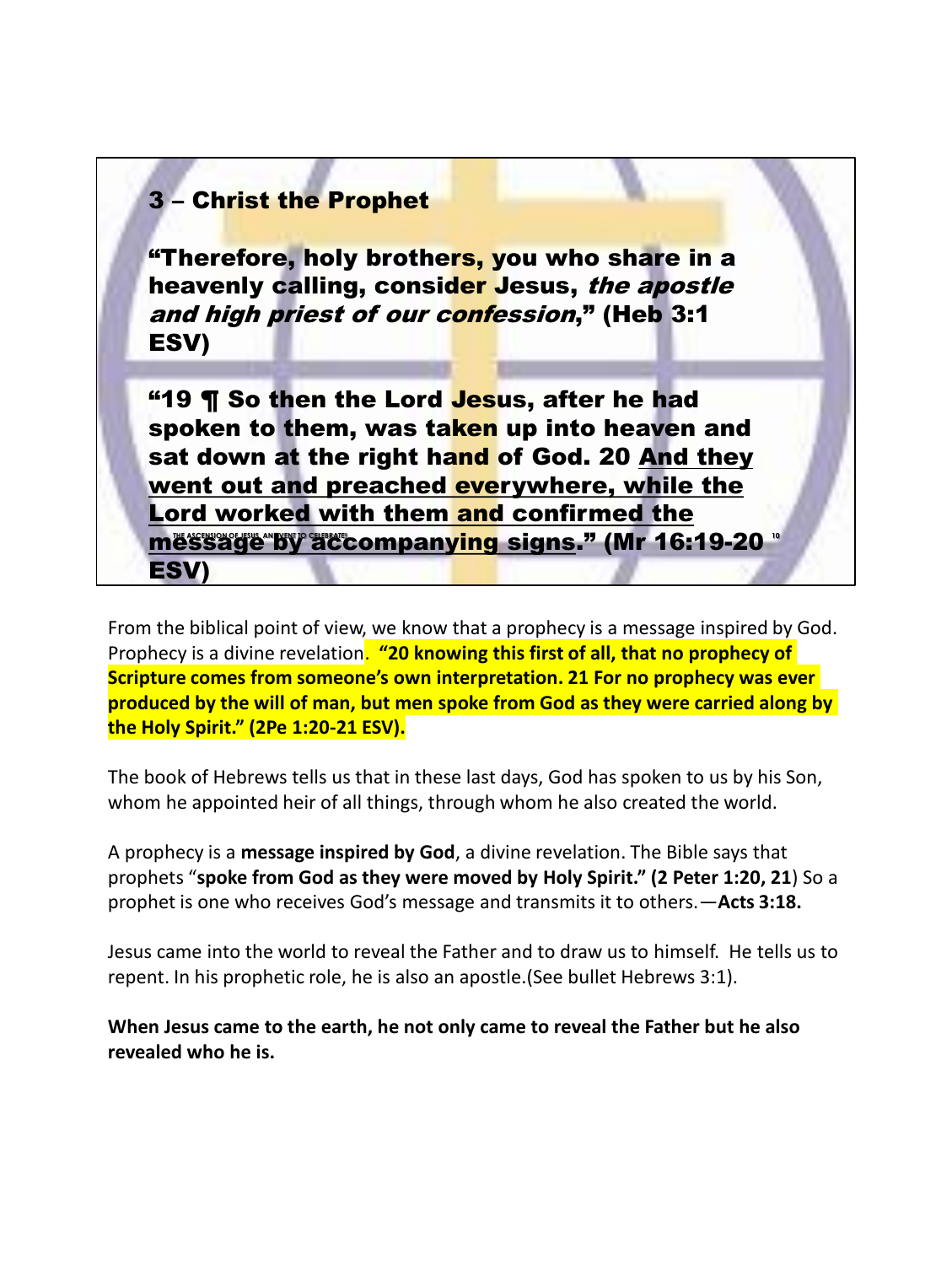## 3 – Christ the Prophet

**"Therefore, holy brothers, you who share in a heavenly calling, consider Jesus, *the apostle and high priest of our confession*," (Heb 3:1 ESV)**

**"19 ¶ So then the Lord Jesus, after he had spoken to them, was taken up into heaven and sat down at the right hand of God. 20 <u>And they went out and preached everywhere, while the Lord worked with them and confirmed the message by accompanying signs</u>." (Mr 16:19-20 ESV)**

From the biblical point of view, we know that a prophecy is a message inspired by God. Prophecy is a divine revelation. **"20 knowing this first of all, that no prophecy of Scripture comes from someone's own interpretation. 21 For no prophecy was ever produced by the will of man, but men spoke from God as they were carried along by the Holy Spirit." (2Pe 1:20-21 ESV).**

The book of Hebrews tells us that in these last days, God has spoken to us by his Son, whom he appointed heir of all things, through whom he also created the world.

A prophecy is a **message inspired by God**, a divine revelation. The Bible says that prophets "**spoke from God as they were moved by Holy Spirit." (2 Peter 1:20, 21**) So a prophet is one who receives God's message and transmits it to others.—**Acts 3:18.**

Jesus came into the world to reveal the Father and to draw us to himself. He tells us to repent. In his prophetic role, he is also an apostle.(See bullet Hebrews 3:1).

**When Jesus came to the earth, he not only came to reveal the Father but he also revealed who he is.**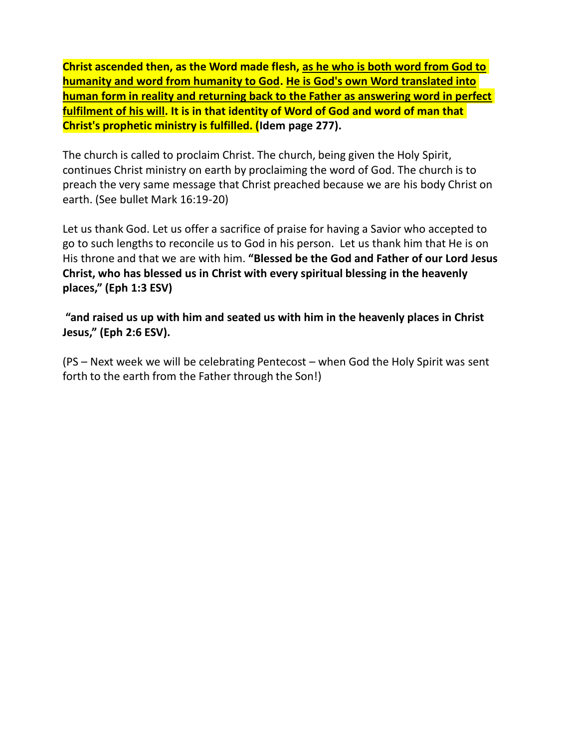**Christ ascended then, as the Word made flesh, as he who is both word from God to humanity and word from humanity to God. He is God's own Word translated into human form in reality and returning back to the Father as answering word in perfect fulfilment of his will. It is in that identity of Word of God and word of man that Christ's prophetic ministry is fulfilled. (Idem page 277).**

The church is called to proclaim Christ. The church, being given the Holy Spirit, continues Christ ministry on earth by proclaiming the word of God. The church is to preach the very same message that Christ preached because we are his body Christ on earth. (See bullet Mark 16:19-20)

Let us thank God. Let us offer a sacrifice of praise for having a Savior who accepted to go to such lengths to reconcile us to God in his person. Let us thank him that He is on His throne and that we are with him. **"Blessed be the God and Father of our Lord Jesus Christ, who has blessed us in Christ with every spiritual blessing in the heavenly places," (Eph 1:3 ESV)**

**"and raised us up with him and seated us with him in the heavenly places in Christ Jesus," (Eph 2:6 ESV).**

(PS – Next week we will be celebrating Pentecost – when God the Holy Spirit was sent forth to the earth from the Father through the Son!)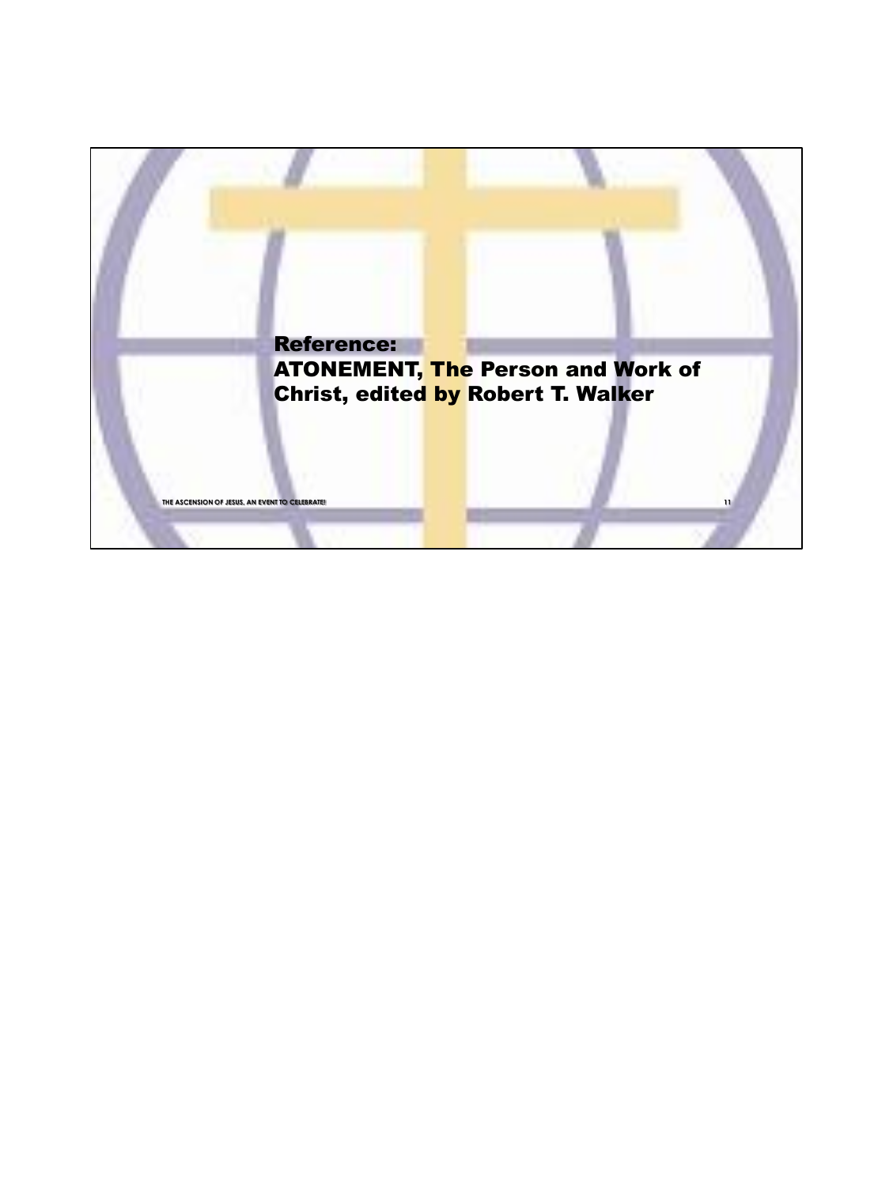Reference:
ATONEMENT, The Person and Work of Christ, edited by Robert T. Walker